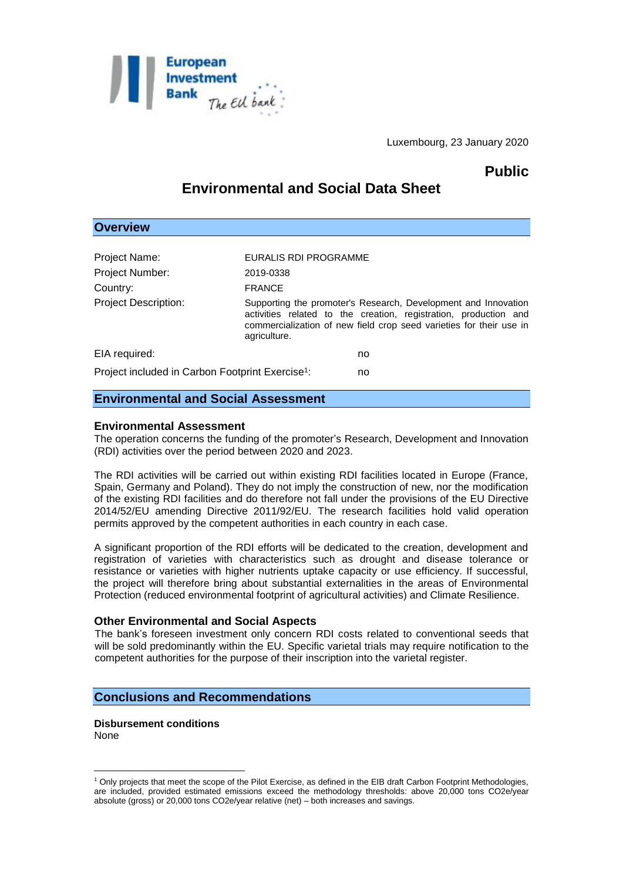Luxembourg, 23 January 2020

**Public**

# Environmental and Social Data Sheet

## Overview

| | |
|---|---|
| Project Name: | EURALIS RDI PROGRAMME |
| Project Number: | 2019-0338 |
| Country: | FRANCE |
| Project Description: | Supporting the promoter's Research, Development and Innovation activities related to the creation, registration, production and commercialization of new field crop seed varieties for their use in agriculture. |

EIA required: no

Project included in Carbon Footprint Exercise[1]: no

## Environmental and Social Assessment

### Environmental Assessment

The operation concerns the funding of the promoter's Research, Development and Innovation (RDI) activities over the period between 2020 and 2023.

The RDI activities will be carried out within existing RDI facilities located in Europe (France, Spain, Germany and Poland). They do not imply the construction of new, nor the modification of the existing RDI facilities and do therefore not fall under the provisions of the EU Directive 2014/52/EU amending Directive 2011/92/EU. The research facilities hold valid operation permits approved by the competent authorities in each country in each case.

A significant proportion of the RDI efforts will be dedicated to the creation, development and registration of varieties with characteristics such as drought and disease tolerance or resistance or varieties with higher nutrients uptake capacity or use efficiency. If successful, the project will therefore bring about substantial externalities in the areas of Environmental Protection (reduced environmental footprint of agricultural activities) and Climate Resilience.

### Other Environmental and Social Aspects

The bank's foreseen investment only concern RDI costs related to conventional seeds that will be sold predominantly within the EU. Specific varietal trials may require notification to the competent authorities for the purpose of their inscription into the varietal register.

## Conclusions and Recommendations

**Disbursement conditions**
None

---

[1] Only projects that meet the scope of the Pilot Exercise, as defined in the EIB draft Carbon Footprint Methodologies, are included, provided estimated emissions exceed the methodology thresholds: above 20,000 tons CO2e/year absolute (gross) or 20,000 tons CO2e/year relative (net) – both increases and savings.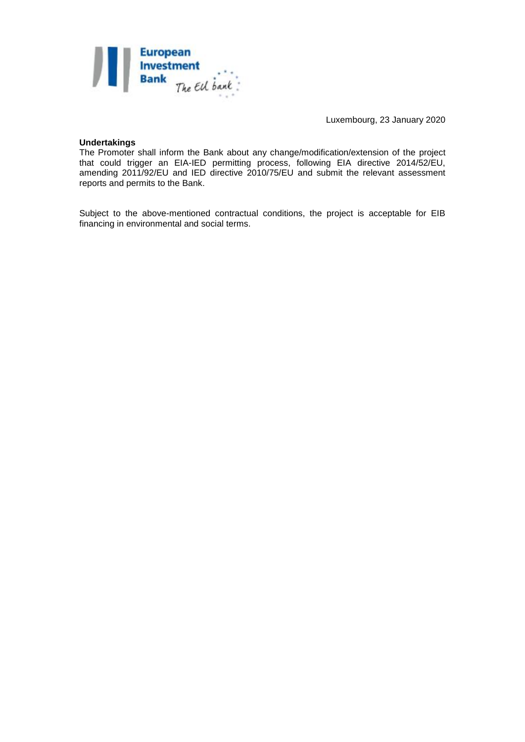Luxembourg, 23 January 2020

**Undertakings**

The Promoter shall inform the Bank about any change/modification/extension of the project that could trigger an EIA-IED permitting process, following EIA directive 2014/52/EU, amending 2011/92/EU and IED directive 2010/75/EU and submit the relevant assessment reports and permits to the Bank.

Subject to the above-mentioned contractual conditions, the project is acceptable for EIB financing in environmental and social terms.